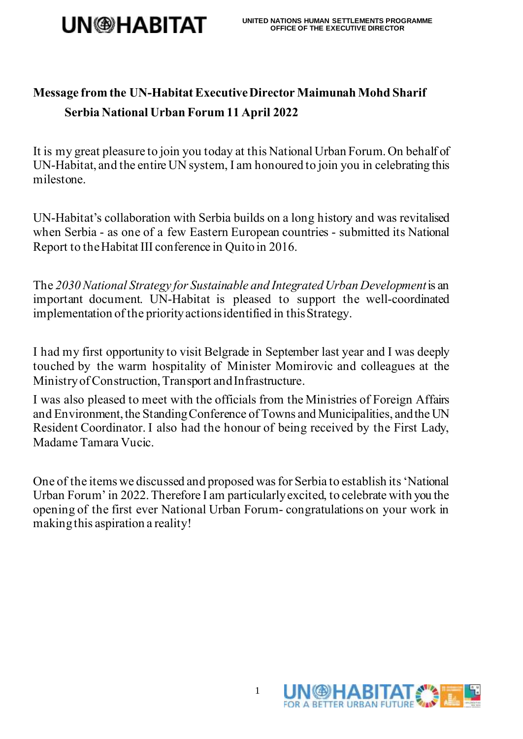**UNITED NATIONS HUMAN SETTLEMENTS PROGRAMME**
**OFFICE OF THE EXECUTIVE DIRECTOR**

## Message from the UN-Habitat Executive Director Maimunah Mohd Sharif
## Serbia National Urban Forum 11 April 2022

It is my great pleasure to join you today at this National Urban Forum. On behalf of UN-Habitat, and the entire UN system, I am honoured to join you in celebrating this milestone.

UN-Habitat's collaboration with Serbia builds on a long history and was revitalised when Serbia - as one of a few Eastern European countries - submitted its National Report to the Habitat III conference in Quito in 2016.

The *2030 National Strategy for Sustainable and Integrated Urban Development* is an important document. UN-Habitat is pleased to support the well-coordinated implementation of the priority actions identified in this Strategy.

I had my first opportunity to visit Belgrade in September last year and I was deeply touched by the warm hospitality of Minister Momirovic and colleagues at the Ministry of Construction, Transport and Infrastructure.

I was also pleased to meet with the officials from the Ministries of Foreign Affairs and Environment, the Standing Conference of Towns and Municipalities, and the UN Resident Coordinator. I also had the honour of being received by the First Lady, Madame Tamara Vucic.

One of the items we discussed and proposed was for Serbia to establish its 'National Urban Forum' in 2022. Therefore I am particularly excited, to celebrate with you the opening of the first ever National Urban Forum- congratulations on your work in making this aspiration a reality!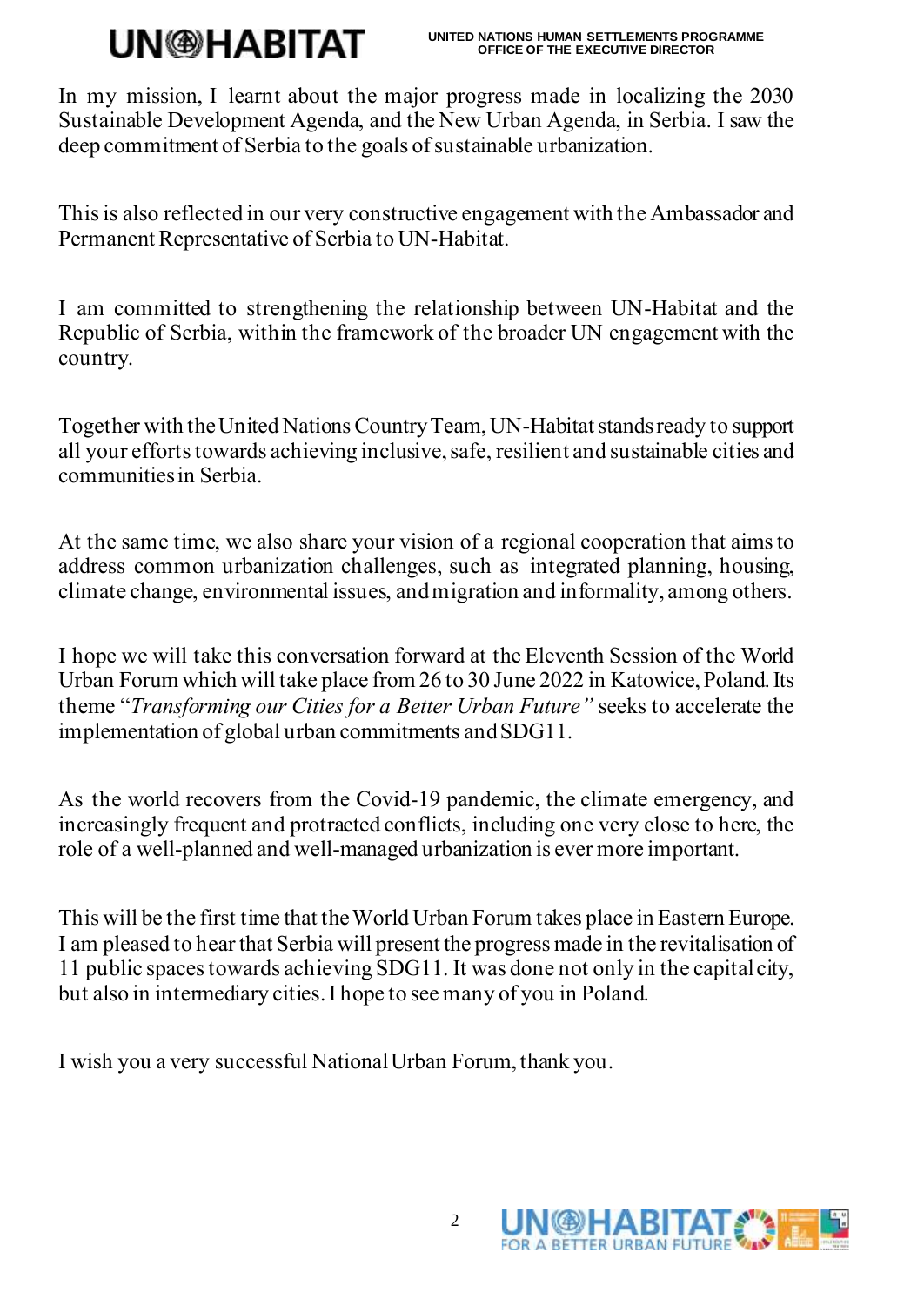In my mission, I learnt about the major progress made in localizing the 2030 Sustainable Development Agenda, and the New Urban Agenda, in Serbia. I saw the deep commitment of Serbia to the goals of sustainable urbanization.

This is also reflected in our very constructive engagement with the Ambassador and Permanent Representative of Serbia to UN-Habitat.

I am committed to strengthening the relationship between UN-Habitat and the Republic of Serbia, within the framework of the broader UN engagement with the country.

Together with the United Nations Country Team, UN-Habitat stands ready to support all your efforts towards achieving inclusive, safe, resilient and sustainable cities and communities in Serbia.

At the same time, we also share your vision of a regional cooperation that aims to address common urbanization challenges, such as integrated planning, housing, climate change, environmental issues, and migration and informality, among others.

I hope we will take this conversation forward at the Eleventh Session of the World Urban Forum which will take place from 26 to 30 June 2022 in Katowice, Poland. Its theme "*Transforming our Cities for a Better Urban Future"* seeks to accelerate the implementation of global urban commitments and SDG11.

As the world recovers from the Covid-19 pandemic, the climate emergency, and increasingly frequent and protracted conflicts, including one very close to here, the role of a well-planned and well-managed urbanization is ever more important.

This will be the first time that the World Urban Forum takes place in Eastern Europe. I am pleased to hear that Serbia will present the progress made in the revitalisation of 11 public spaces towards achieving SDG11. It was done not only in the capital city, but also in intermediary cities. I hope to see many of you in Poland.

I wish you a very successful National Urban Forum, thank you.